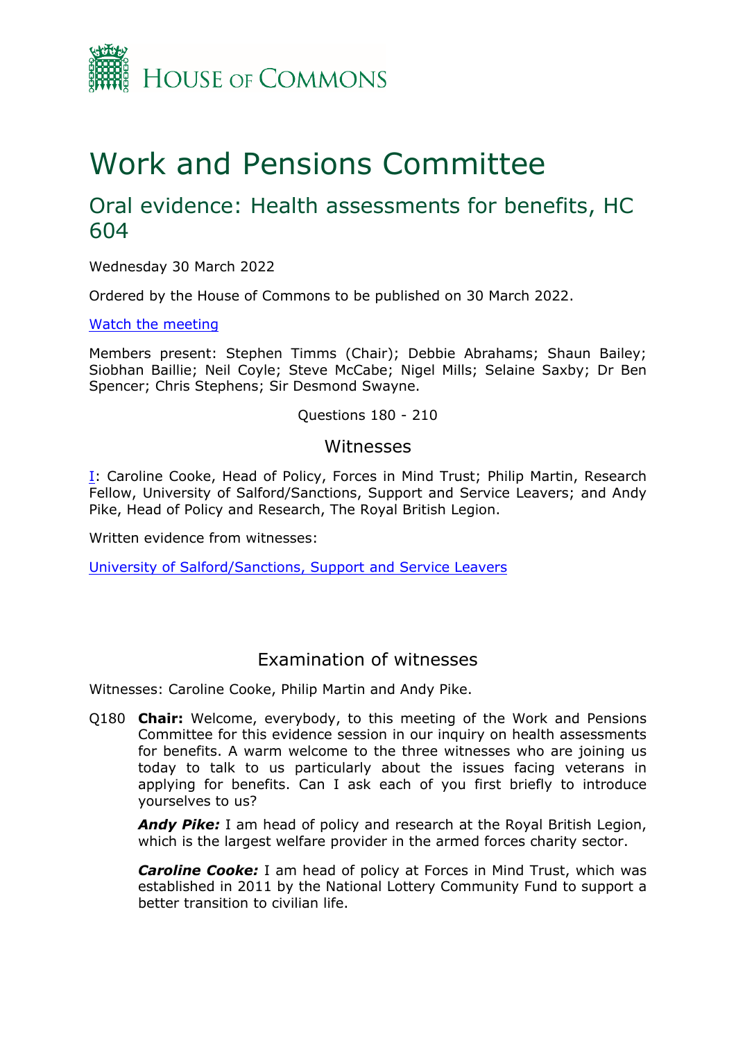HOUSE OF COMMONS

# Work and Pensions Committee

## Oral evidence: Health assessments for benefits, HC 604

Wednesday 30 March 2022

Ordered by the House of Commons to be published on 30 March 2022.

[Watch the meeting]

Members present: Stephen Timms (Chair); Debbie Abrahams; Shaun Bailey; Siobhan Baillie; Neil Coyle; Steve McCabe; Nigel Mills; Selaine Saxby; Dr Ben Spencer; Chris Stephens; Sir Desmond Swayne.

Questions 180 - 210

### Witnesses

I: Caroline Cooke, Head of Policy, Forces in Mind Trust; Philip Martin, Research Fellow, University of Salford/Sanctions, Support and Service Leavers; and Andy Pike, Head of Policy and Research, The Royal British Legion.

Written evidence from witnesses:

University of Salford/Sanctions, Support and Service Leavers

### Examination of witnesses

Witnesses: Caroline Cooke, Philip Martin and Andy Pike.

Q180 **Chair:** Welcome, everybody, to this meeting of the Work and Pensions Committee for this evidence session in our inquiry on health assessments for benefits. A warm welcome to the three witnesses who are joining us today to talk to us particularly about the issues facing veterans in applying for benefits. Can I ask each of you first briefly to introduce yourselves to us?

***Andy Pike:*** I am head of policy and research at the Royal British Legion, which is the largest welfare provider in the armed forces charity sector.

***Caroline Cooke:*** I am head of policy at Forces in Mind Trust, which was established in 2011 by the National Lottery Community Fund to support a better transition to civilian life.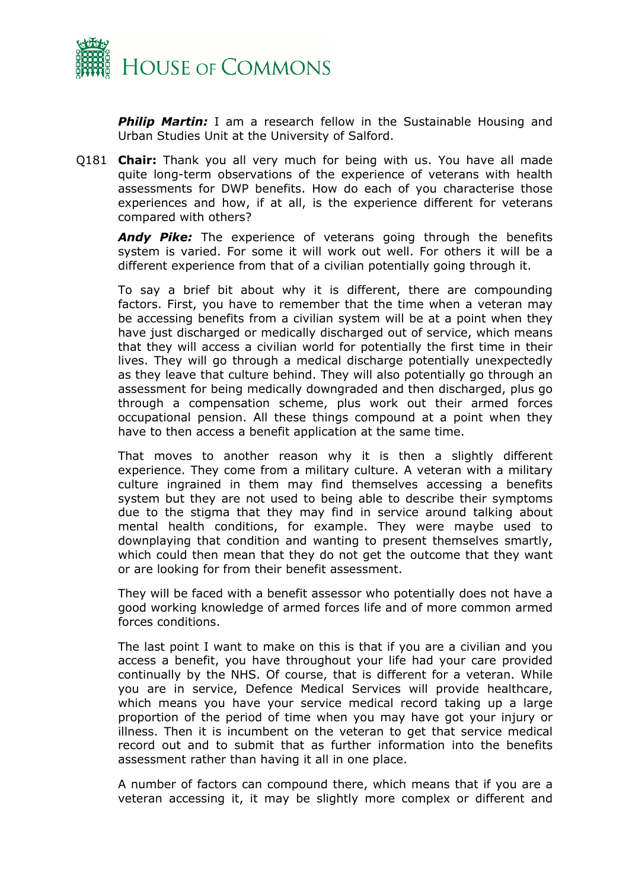***Philip Martin:*** I am a research fellow in the Sustainable Housing and Urban Studies Unit at the University of Salford.

Q181 **Chair:** Thank you all very much for being with us. You have all made quite long-term observations of the experience of veterans with health assessments for DWP benefits. How do each of you characterise those experiences and how, if at all, is the experience different for veterans compared with others?

***Andy Pike:*** The experience of veterans going through the benefits system is varied. For some it will work out well. For others it will be a different experience from that of a civilian potentially going through it.

To say a brief bit about why it is different, there are compounding factors. First, you have to remember that the time when a veteran may be accessing benefits from a civilian system will be at a point when they have just discharged or medically discharged out of service, which means that they will access a civilian world for potentially the first time in their lives. They will go through a medical discharge potentially unexpectedly as they leave that culture behind. They will also potentially go through an assessment for being medically downgraded and then discharged, plus go through a compensation scheme, plus work out their armed forces occupational pension. All these things compound at a point when they have to then access a benefit application at the same time.

That moves to another reason why it is then a slightly different experience. They come from a military culture. A veteran with a military culture ingrained in them may find themselves accessing a benefits system but they are not used to being able to describe their symptoms due to the stigma that they may find in service around talking about mental health conditions, for example. They were maybe used to downplaying that condition and wanting to present themselves smartly, which could then mean that they do not get the outcome that they want or are looking for from their benefit assessment.

They will be faced with a benefit assessor who potentially does not have a good working knowledge of armed forces life and of more common armed forces conditions.

The last point I want to make on this is that if you are a civilian and you access a benefit, you have throughout your life had your care provided continually by the NHS. Of course, that is different for a veteran. While you are in service, Defence Medical Services will provide healthcare, which means you have your service medical record taking up a large proportion of the period of time when you may have got your injury or illness. Then it is incumbent on the veteran to get that service medical record out and to submit that as further information into the benefits assessment rather than having it all in one place.

A number of factors can compound there, which means that if you are a veteran accessing it, it may be slightly more complex or different and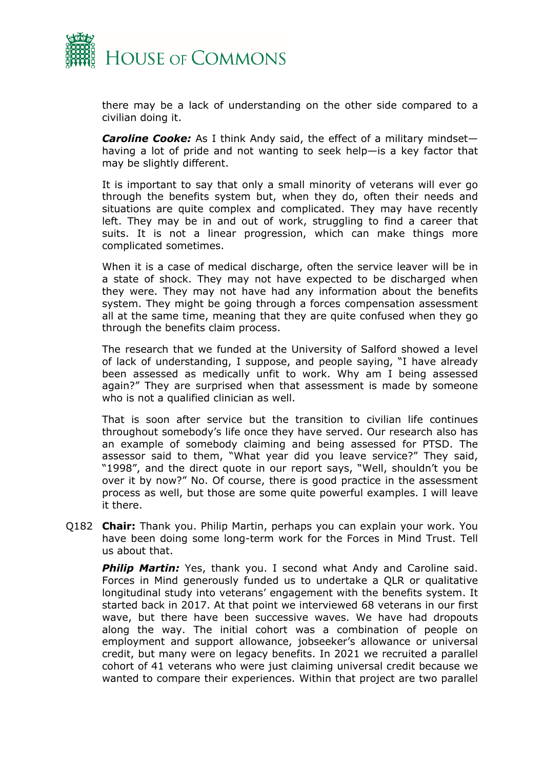there may be a lack of understanding on the other side compared to a civilian doing it.

***Caroline Cooke:*** As I think Andy said, the effect of a military mindset—having a lot of pride and not wanting to seek help—is a key factor that may be slightly different.

It is important to say that only a small minority of veterans will ever go through the benefits system but, when they do, often their needs and situations are quite complex and complicated. They may have recently left. They may be in and out of work, struggling to find a career that suits. It is not a linear progression, which can make things more complicated sometimes.

When it is a case of medical discharge, often the service leaver will be in a state of shock. They may not have expected to be discharged when they were. They may not have had any information about the benefits system. They might be going through a forces compensation assessment all at the same time, meaning that they are quite confused when they go through the benefits claim process.

The research that we funded at the University of Salford showed a level of lack of understanding, I suppose, and people saying, "I have already been assessed as medically unfit to work. Why am I being assessed again?" They are surprised when that assessment is made by someone who is not a qualified clinician as well.

That is soon after service but the transition to civilian life continues throughout somebody's life once they have served. Our research also has an example of somebody claiming and being assessed for PTSD. The assessor said to them, "What year did you leave service?" They said, "1998", and the direct quote in our report says, "Well, shouldn't you be over it by now?" No. Of course, there is good practice in the assessment process as well, but those are some quite powerful examples. I will leave it there.

Q182 **Chair:** Thank you. Philip Martin, perhaps you can explain your work. You have been doing some long-term work for the Forces in Mind Trust. Tell us about that.

***Philip Martin:*** Yes, thank you. I second what Andy and Caroline said. Forces in Mind generously funded us to undertake a QLR or qualitative longitudinal study into veterans' engagement with the benefits system. It started back in 2017. At that point we interviewed 68 veterans in our first wave, but there have been successive waves. We have had dropouts along the way. The initial cohort was a combination of people on employment and support allowance, jobseeker's allowance or universal credit, but many were on legacy benefits. In 2021 we recruited a parallel cohort of 41 veterans who were just claiming universal credit because we wanted to compare their experiences. Within that project are two parallel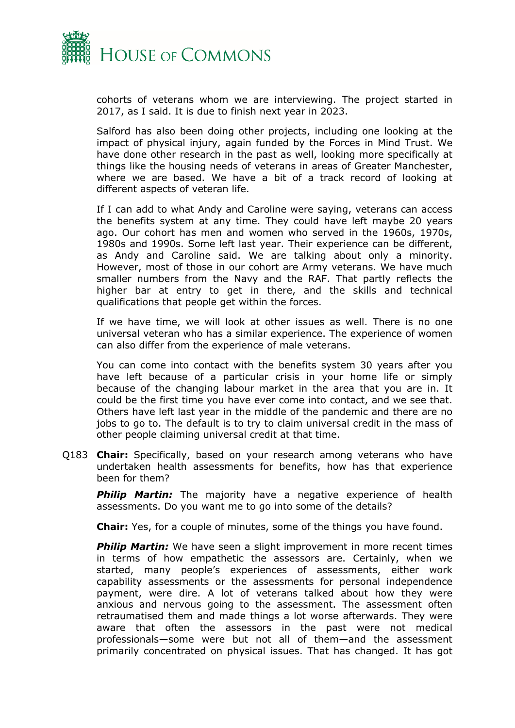cohorts of veterans whom we are interviewing. The project started in 2017, as I said. It is due to finish next year in 2023.

Salford has also been doing other projects, including one looking at the impact of physical injury, again funded by the Forces in Mind Trust. We have done other research in the past as well, looking more specifically at things like the housing needs of veterans in areas of Greater Manchester, where we are based. We have a bit of a track record of looking at different aspects of veteran life.

If I can add to what Andy and Caroline were saying, veterans can access the benefits system at any time. They could have left maybe 20 years ago. Our cohort has men and women who served in the 1960s, 1970s, 1980s and 1990s. Some left last year. Their experience can be different, as Andy and Caroline said. We are talking about only a minority. However, most of those in our cohort are Army veterans. We have much smaller numbers from the Navy and the RAF. That partly reflects the higher bar at entry to get in there, and the skills and technical qualifications that people get within the forces.

If we have time, we will look at other issues as well. There is no one universal veteran who has a similar experience. The experience of women can also differ from the experience of male veterans.

You can come into contact with the benefits system 30 years after you have left because of a particular crisis in your home life or simply because of the changing labour market in the area that you are in. It could be the first time you have ever come into contact, and we see that. Others have left last year in the middle of the pandemic and there are no jobs to go to. The default is to try to claim universal credit in the mass of other people claiming universal credit at that time.

Q183 **Chair:** Specifically, based on your research among veterans who have undertaken health assessments for benefits, how has that experience been for them?

***Philip Martin:*** The majority have a negative experience of health assessments. Do you want me to go into some of the details?

**Chair:** Yes, for a couple of minutes, some of the things you have found.

***Philip Martin:*** We have seen a slight improvement in more recent times in terms of how empathetic the assessors are. Certainly, when we started, many people's experiences of assessments, either work capability assessments or the assessments for personal independence payment, were dire. A lot of veterans talked about how they were anxious and nervous going to the assessment. The assessment often retraumatised them and made things a lot worse afterwards. They were aware that often the assessors in the past were not medical professionals—some were but not all of them—and the assessment primarily concentrated on physical issues. That has changed. It has got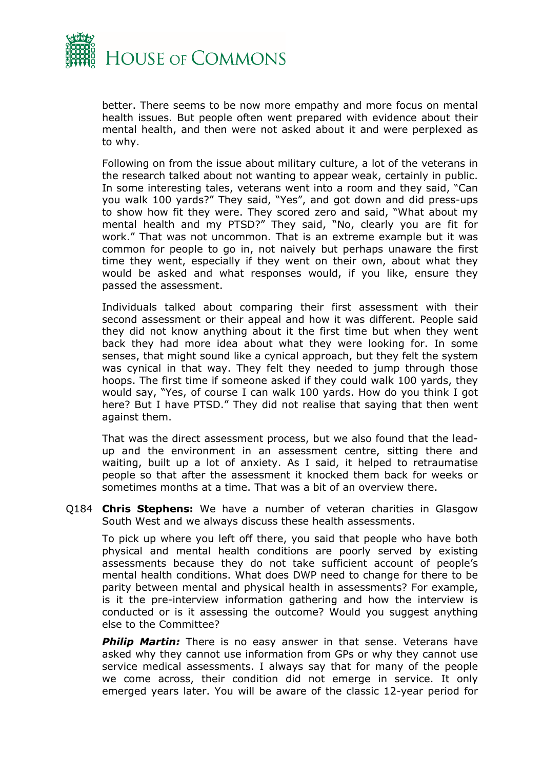better. There seems to be now more empathy and more focus on mental health issues. But people often went prepared with evidence about their mental health, and then were not asked about it and were perplexed as to why.

Following on from the issue about military culture, a lot of the veterans in the research talked about not wanting to appear weak, certainly in public. In some interesting tales, veterans went into a room and they said, "Can you walk 100 yards?" They said, "Yes", and got down and did press-ups to show how fit they were. They scored zero and said, "What about my mental health and my PTSD?" They said, "No, clearly you are fit for work." That was not uncommon. That is an extreme example but it was common for people to go in, not naively but perhaps unaware the first time they went, especially if they went on their own, about what they would be asked and what responses would, if you like, ensure they passed the assessment.

Individuals talked about comparing their first assessment with their second assessment or their appeal and how it was different. People said they did not know anything about it the first time but when they went back they had more idea about what they were looking for. In some senses, that might sound like a cynical approach, but they felt the system was cynical in that way. They felt they needed to jump through those hoops. The first time if someone asked if they could walk 100 yards, they would say, "Yes, of course I can walk 100 yards. How do you think I got here? But I have PTSD." They did not realise that saying that then went against them.

That was the direct assessment process, but we also found that the lead-up and the environment in an assessment centre, sitting there and waiting, built up a lot of anxiety. As I said, it helped to retraumatise people so that after the assessment it knocked them back for weeks or sometimes months at a time. That was a bit of an overview there.

Q184 **Chris Stephens:** We have a number of veteran charities in Glasgow South West and we always discuss these health assessments.

To pick up where you left off there, you said that people who have both physical and mental health conditions are poorly served by existing assessments because they do not take sufficient account of people's mental health conditions. What does DWP need to change for there to be parity between mental and physical health in assessments? For example, is it the pre-interview information gathering and how the interview is conducted or is it assessing the outcome? Would you suggest anything else to the Committee?

***Philip Martin:*** There is no easy answer in that sense. Veterans have asked why they cannot use information from GPs or why they cannot use service medical assessments. I always say that for many of the people we come across, their condition did not emerge in service. It only emerged years later. You will be aware of the classic 12-year period for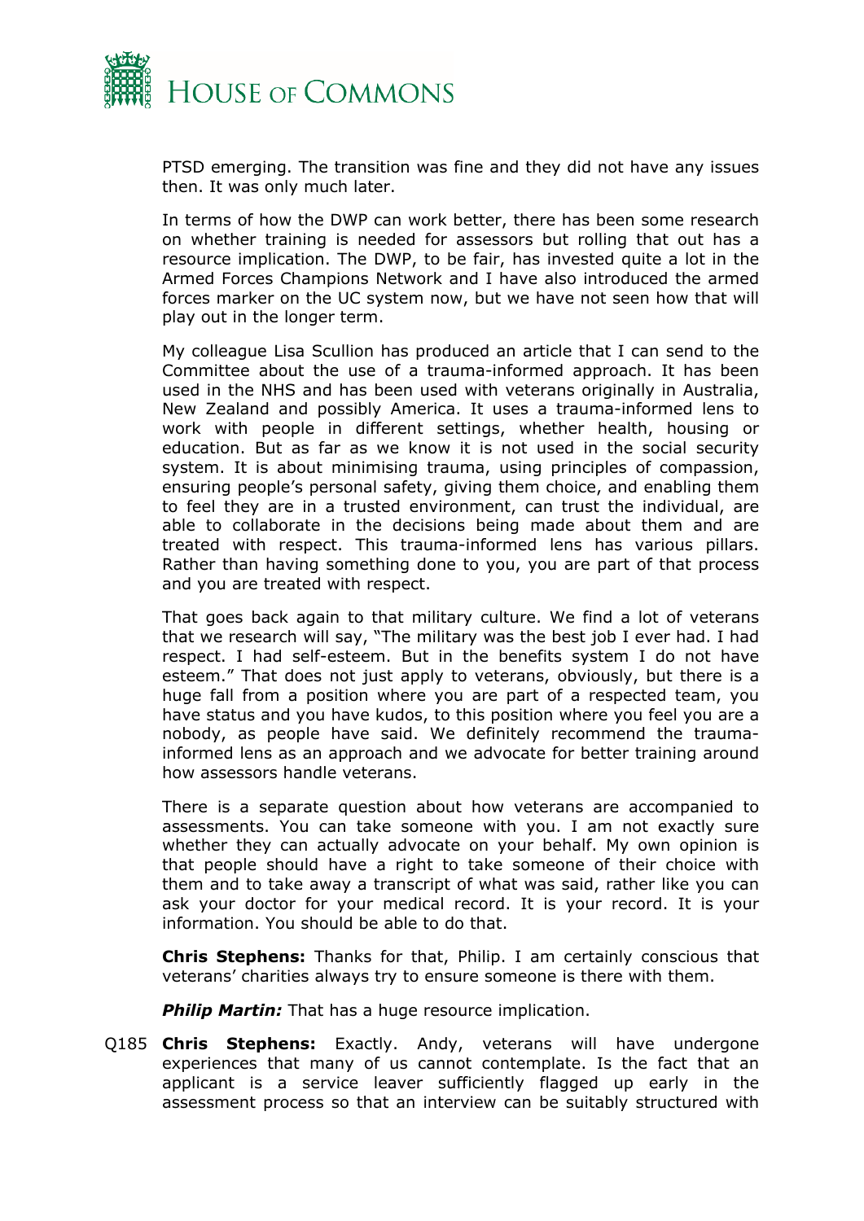PTSD emerging. The transition was fine and they did not have any issues then. It was only much later.

In terms of how the DWP can work better, there has been some research on whether training is needed for assessors but rolling that out has a resource implication. The DWP, to be fair, has invested quite a lot in the Armed Forces Champions Network and I have also introduced the armed forces marker on the UC system now, but we have not seen how that will play out in the longer term.

My colleague Lisa Scullion has produced an article that I can send to the Committee about the use of a trauma-informed approach. It has been used in the NHS and has been used with veterans originally in Australia, New Zealand and possibly America. It uses a trauma-informed lens to work with people in different settings, whether health, housing or education. But as far as we know it is not used in the social security system. It is about minimising trauma, using principles of compassion, ensuring people's personal safety, giving them choice, and enabling them to feel they are in a trusted environment, can trust the individual, are able to collaborate in the decisions being made about them and are treated with respect. This trauma-informed lens has various pillars. Rather than having something done to you, you are part of that process and you are treated with respect.

That goes back again to that military culture. We find a lot of veterans that we research will say, "The military was the best job I ever had. I had respect. I had self-esteem. But in the benefits system I do not have esteem." That does not just apply to veterans, obviously, but there is a huge fall from a position where you are part of a respected team, you have status and you have kudos, to this position where you feel you are a nobody, as people have said. We definitely recommend the trauma-informed lens as an approach and we advocate for better training around how assessors handle veterans.

There is a separate question about how veterans are accompanied to assessments. You can take someone with you. I am not exactly sure whether they can actually advocate on your behalf. My own opinion is that people should have a right to take someone of their choice with them and to take away a transcript of what was said, rather like you can ask your doctor for your medical record. It is your record. It is your information. You should be able to do that.

**Chris Stephens:** Thanks for that, Philip. I am certainly conscious that veterans' charities always try to ensure someone is there with them.

***Philip Martin:*** That has a huge resource implication.

Q185 **Chris Stephens:** Exactly. Andy, veterans will have undergone experiences that many of us cannot contemplate. Is the fact that an applicant is a service leaver sufficiently flagged up early in the assessment process so that an interview can be suitably structured with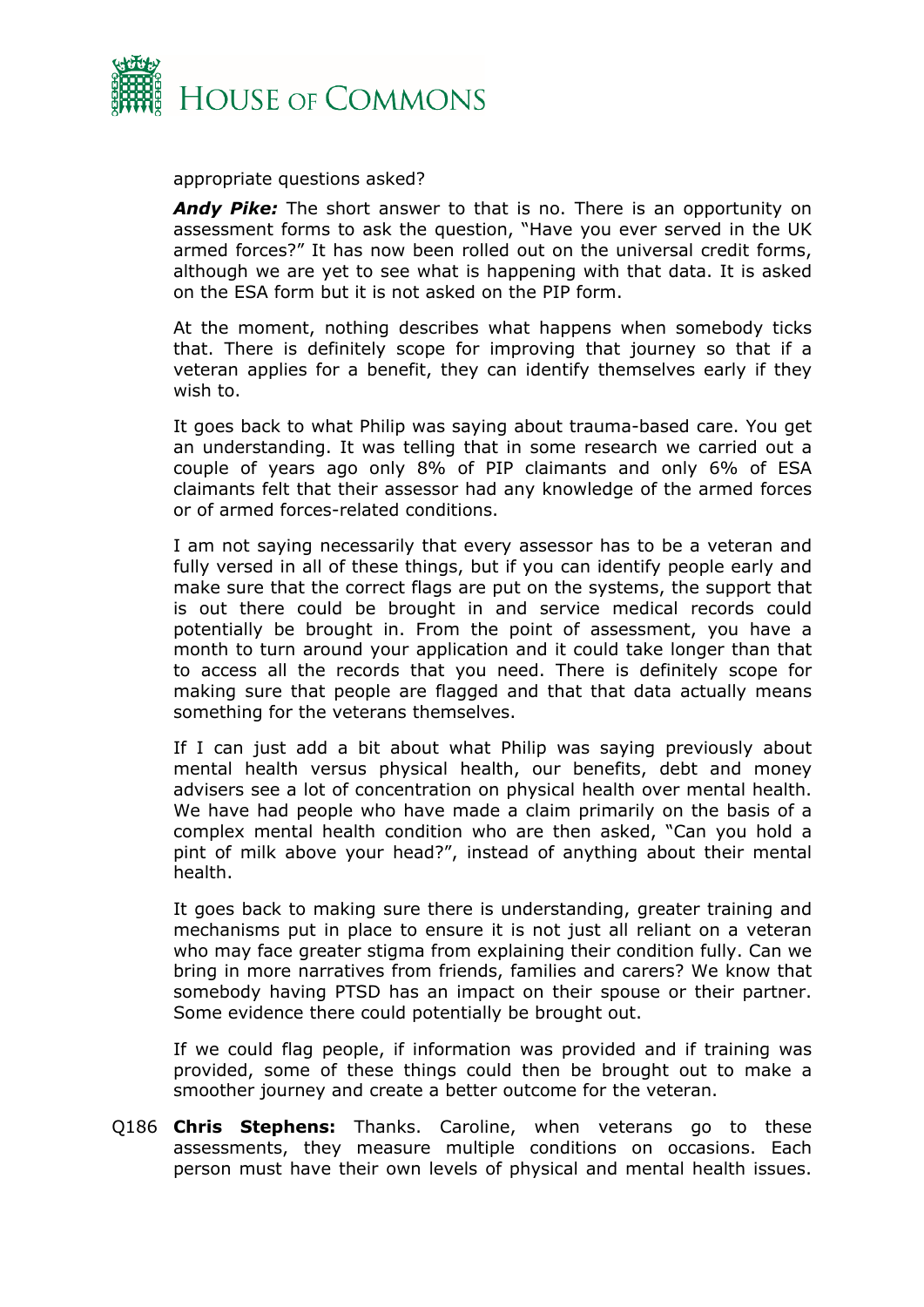appropriate questions asked?

***Andy Pike:*** The short answer to that is no. There is an opportunity on assessment forms to ask the question, "Have you ever served in the UK armed forces?" It has now been rolled out on the universal credit forms, although we are yet to see what is happening with that data. It is asked on the ESA form but it is not asked on the PIP form.

At the moment, nothing describes what happens when somebody ticks that. There is definitely scope for improving that journey so that if a veteran applies for a benefit, they can identify themselves early if they wish to.

It goes back to what Philip was saying about trauma-based care. You get an understanding. It was telling that in some research we carried out a couple of years ago only 8% of PIP claimants and only 6% of ESA claimants felt that their assessor had any knowledge of the armed forces or of armed forces-related conditions.

I am not saying necessarily that every assessor has to be a veteran and fully versed in all of these things, but if you can identify people early and make sure that the correct flags are put on the systems, the support that is out there could be brought in and service medical records could potentially be brought in. From the point of assessment, you have a month to turn around your application and it could take longer than that to access all the records that you need. There is definitely scope for making sure that people are flagged and that that data actually means something for the veterans themselves.

If I can just add a bit about what Philip was saying previously about mental health versus physical health, our benefits, debt and money advisers see a lot of concentration on physical health over mental health. We have had people who have made a claim primarily on the basis of a complex mental health condition who are then asked, "Can you hold a pint of milk above your head?", instead of anything about their mental health.

It goes back to making sure there is understanding, greater training and mechanisms put in place to ensure it is not just all reliant on a veteran who may face greater stigma from explaining their condition fully. Can we bring in more narratives from friends, families and carers? We know that somebody having PTSD has an impact on their spouse or their partner. Some evidence there could potentially be brought out.

If we could flag people, if information was provided and if training was provided, some of these things could then be brought out to make a smoother journey and create a better outcome for the veteran.

Q186 **Chris Stephens:** Thanks. Caroline, when veterans go to these assessments, they measure multiple conditions on occasions. Each person must have their own levels of physical and mental health issues.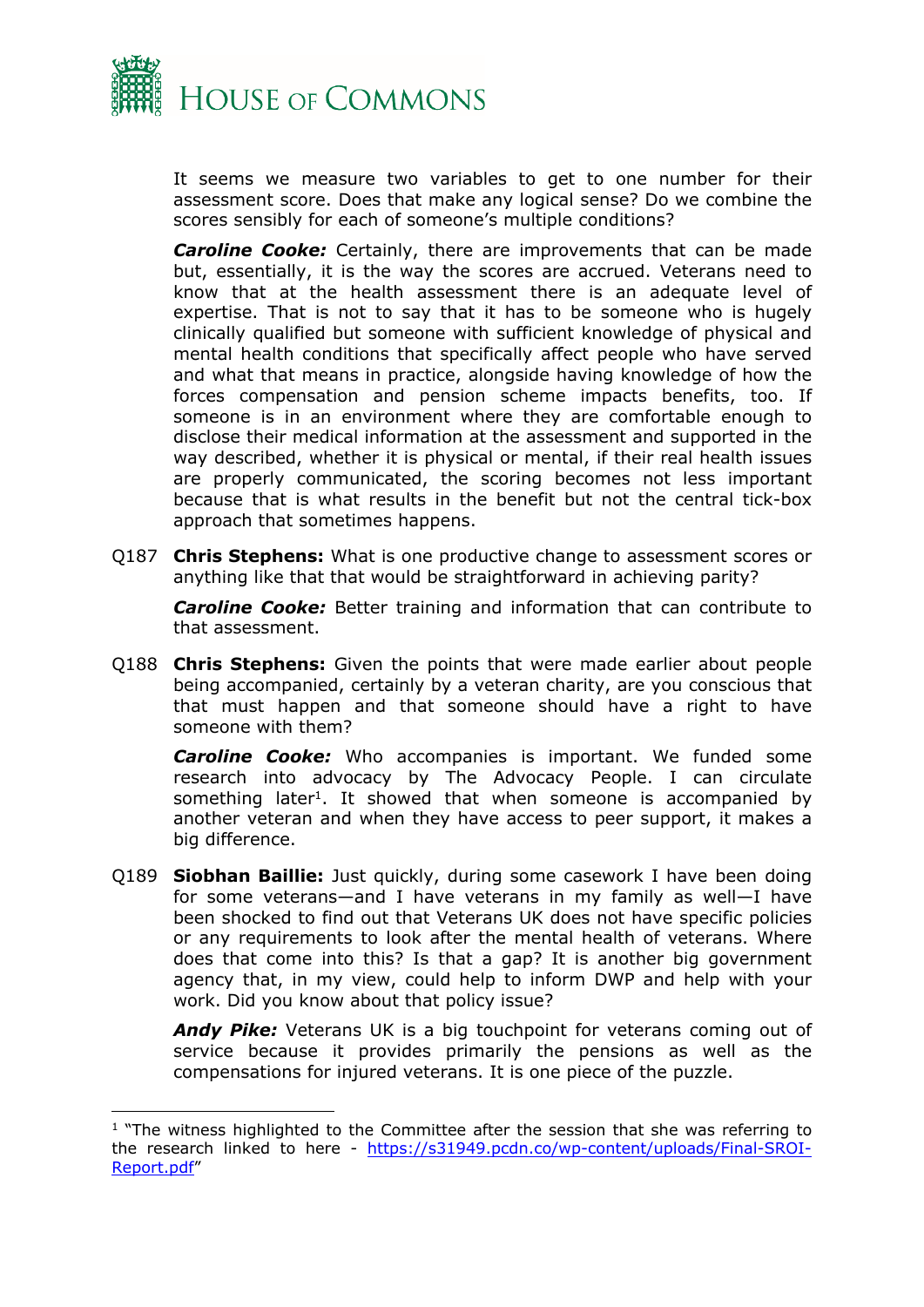It seems we measure two variables to get to one number for their assessment score. Does that make any logical sense? Do we combine the scores sensibly for each of someone's multiple conditions?

***Caroline Cooke:*** Certainly, there are improvements that can be made but, essentially, it is the way the scores are accrued. Veterans need to know that at the health assessment there is an adequate level of expertise. That is not to say that it has to be someone who is hugely clinically qualified but someone with sufficient knowledge of physical and mental health conditions that specifically affect people who have served and what that means in practice, alongside having knowledge of how the forces compensation and pension scheme impacts benefits, too. If someone is in an environment where they are comfortable enough to disclose their medical information at the assessment and supported in the way described, whether it is physical or mental, if their real health issues are properly communicated, the scoring becomes not less important because that is what results in the benefit but not the central tick-box approach that sometimes happens.

Q187 **Chris Stephens:** What is one productive change to assessment scores or anything like that that would be straightforward in achieving parity?

***Caroline Cooke:*** Better training and information that can contribute to that assessment.

Q188 **Chris Stephens:** Given the points that were made earlier about people being accompanied, certainly by a veteran charity, are you conscious that that must happen and that someone should have a right to have someone with them?

***Caroline Cooke:*** Who accompanies is important. We funded some research into advocacy by The Advocacy People. I can circulate something later[1]. It showed that when someone is accompanied by another veteran and when they have access to peer support, it makes a big difference.

Q189 **Siobhan Baillie:** Just quickly, during some casework I have been doing for some veterans—and I have veterans in my family as well—I have been shocked to find out that Veterans UK does not have specific policies or any requirements to look after the mental health of veterans. Where does that come into this? Is that a gap? It is another big government agency that, in my view, could help to inform DWP and help with your work. Did you know about that policy issue?

***Andy Pike:*** Veterans UK is a big touchpoint for veterans coming out of service because it provides primarily the pensions as well as the compensations for injured veterans. It is one piece of the puzzle.

---

[1] "The witness highlighted to the Committee after the session that she was referring to the research linked to here - [https://s31949.pcdn.co/wp-content/uploads/Final-SROI-Report.pdf](https://s31949.pcdn.co/wp-content/uploads/Final-SROI-Report.pdf)"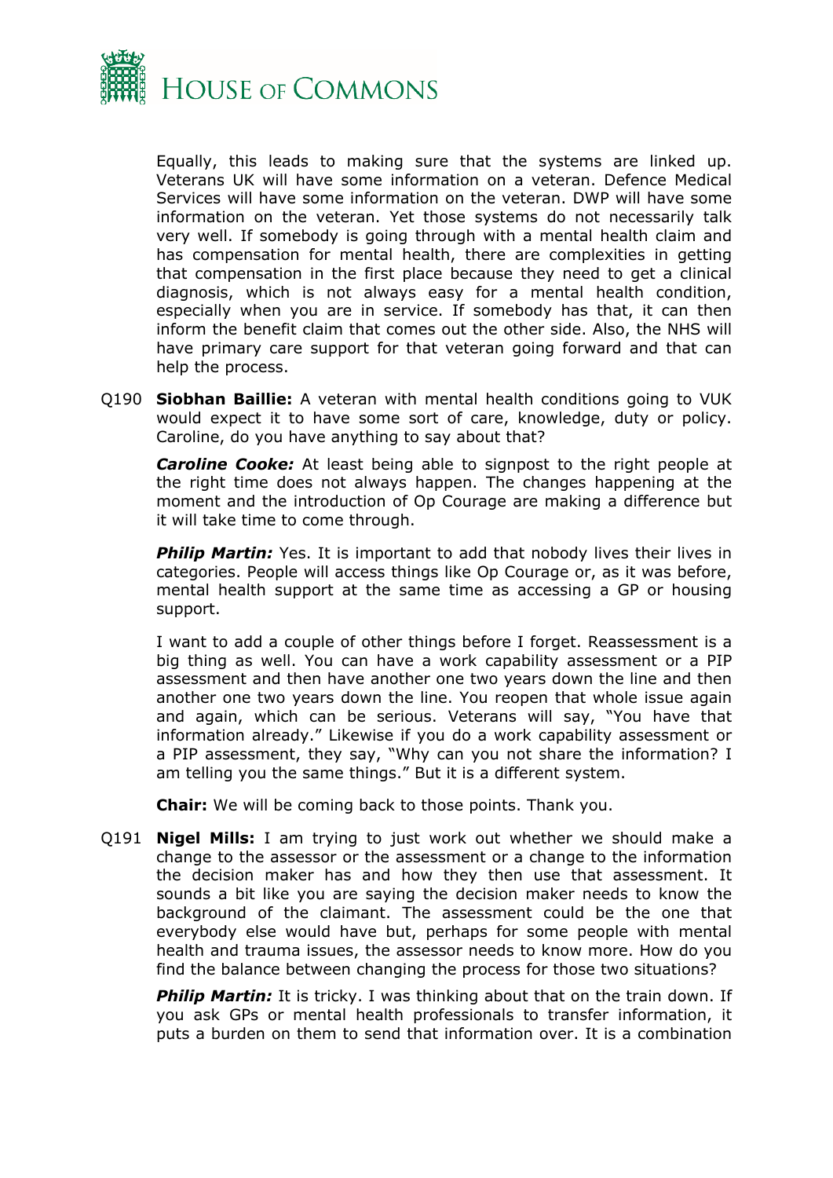Equally, this leads to making sure that the systems are linked up. Veterans UK will have some information on a veteran. Defence Medical Services will have some information on the veteran. DWP will have some information on the veteran. Yet those systems do not necessarily talk very well. If somebody is going through with a mental health claim and has compensation for mental health, there are complexities in getting that compensation in the first place because they need to get a clinical diagnosis, which is not always easy for a mental health condition, especially when you are in service. If somebody has that, it can then inform the benefit claim that comes out the other side. Also, the NHS will have primary care support for that veteran going forward and that can help the process.

Q190 **Siobhan Baillie:** A veteran with mental health conditions going to VUK would expect it to have some sort of care, knowledge, duty or policy. Caroline, do you have anything to say about that?

***Caroline Cooke:*** At least being able to signpost to the right people at the right time does not always happen. The changes happening at the moment and the introduction of Op Courage are making a difference but it will take time to come through.

***Philip Martin:*** Yes. It is important to add that nobody lives their lives in categories. People will access things like Op Courage or, as it was before, mental health support at the same time as accessing a GP or housing support.

I want to add a couple of other things before I forget. Reassessment is a big thing as well. You can have a work capability assessment or a PIP assessment and then have another one two years down the line and then another one two years down the line. You reopen that whole issue again and again, which can be serious. Veterans will say, "You have that information already." Likewise if you do a work capability assessment or a PIP assessment, they say, "Why can you not share the information? I am telling you the same things." But it is a different system.

**Chair:** We will be coming back to those points. Thank you.

Q191 **Nigel Mills:** I am trying to just work out whether we should make a change to the assessor or the assessment or a change to the information the decision maker has and how they then use that assessment. It sounds a bit like you are saying the decision maker needs to know the background of the claimant. The assessment could be the one that everybody else would have but, perhaps for some people with mental health and trauma issues, the assessor needs to know more. How do you find the balance between changing the process for those two situations?

***Philip Martin:*** It is tricky. I was thinking about that on the train down. If you ask GPs or mental health professionals to transfer information, it puts a burden on them to send that information over. It is a combination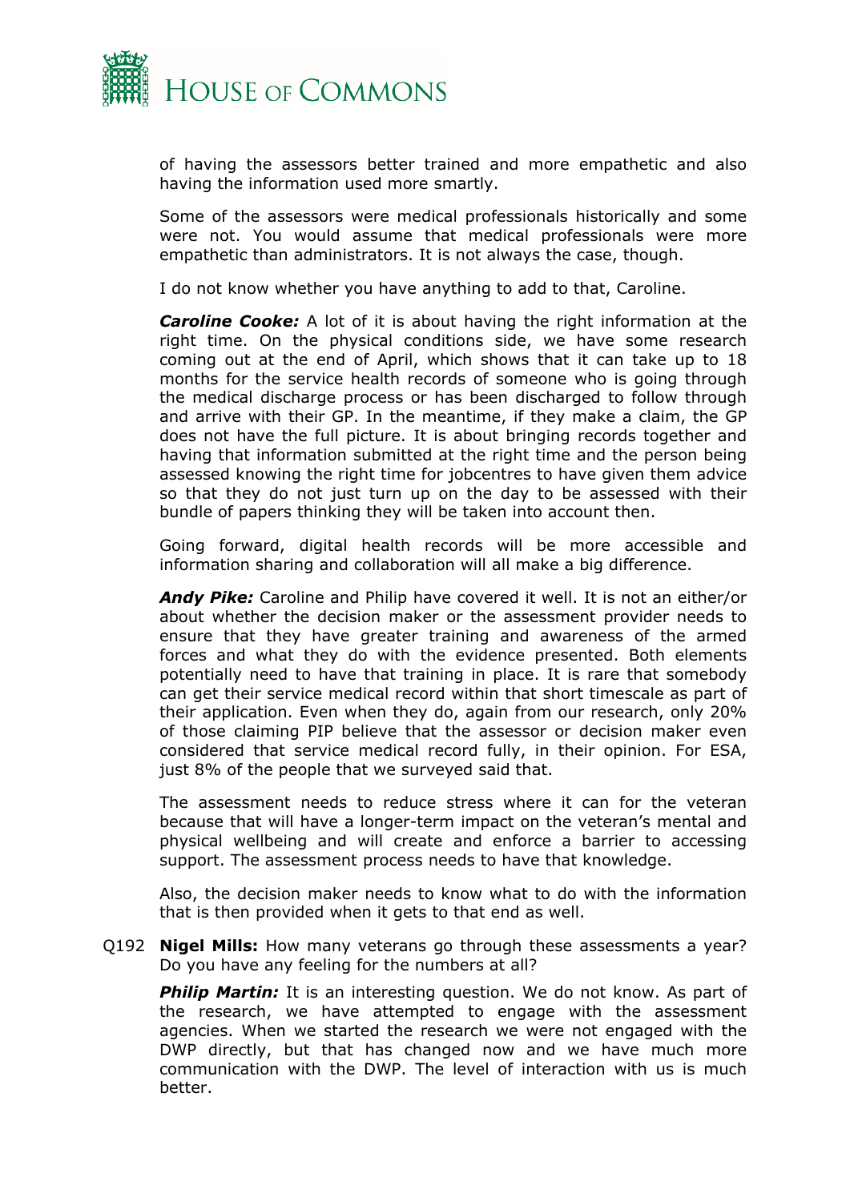of having the assessors better trained and more empathetic and also having the information used more smartly.

Some of the assessors were medical professionals historically and some were not. You would assume that medical professionals were more empathetic than administrators. It is not always the case, though.

I do not know whether you have anything to add to that, Caroline.

***Caroline Cooke:*** A lot of it is about having the right information at the right time. On the physical conditions side, we have some research coming out at the end of April, which shows that it can take up to 18 months for the service health records of someone who is going through the medical discharge process or has been discharged to follow through and arrive with their GP. In the meantime, if they make a claim, the GP does not have the full picture. It is about bringing records together and having that information submitted at the right time and the person being assessed knowing the right time for jobcentres to have given them advice so that they do not just turn up on the day to be assessed with their bundle of papers thinking they will be taken into account then.

Going forward, digital health records will be more accessible and information sharing and collaboration will all make a big difference.

***Andy Pike:*** Caroline and Philip have covered it well. It is not an either/or about whether the decision maker or the assessment provider needs to ensure that they have greater training and awareness of the armed forces and what they do with the evidence presented. Both elements potentially need to have that training in place. It is rare that somebody can get their service medical record within that short timescale as part of their application. Even when they do, again from our research, only 20% of those claiming PIP believe that the assessor or decision maker even considered that service medical record fully, in their opinion. For ESA, just 8% of the people that we surveyed said that.

The assessment needs to reduce stress where it can for the veteran because that will have a longer-term impact on the veteran's mental and physical wellbeing and will create and enforce a barrier to accessing support. The assessment process needs to have that knowledge.

Also, the decision maker needs to know what to do with the information that is then provided when it gets to that end as well.

Q192 **Nigel Mills:** How many veterans go through these assessments a year? Do you have any feeling for the numbers at all?

***Philip Martin:*** It is an interesting question. We do not know. As part of the research, we have attempted to engage with the assessment agencies. When we started the research we were not engaged with the DWP directly, but that has changed now and we have much more communication with the DWP. The level of interaction with us is much better.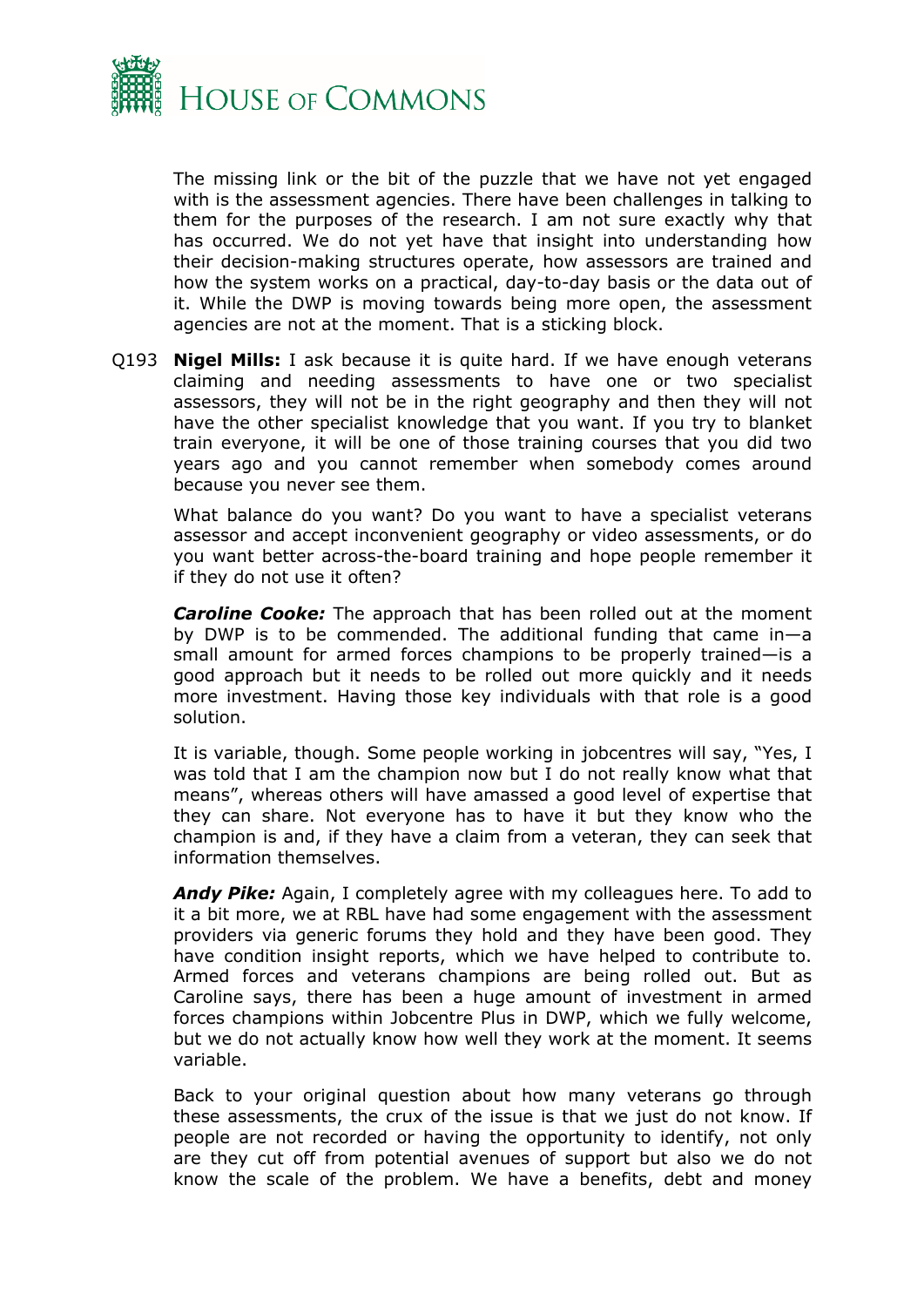The missing link or the bit of the puzzle that we have not yet engaged with is the assessment agencies. There have been challenges in talking to them for the purposes of the research. I am not sure exactly why that has occurred. We do not yet have that insight into understanding how their decision-making structures operate, how assessors are trained and how the system works on a practical, day-to-day basis or the data out of it. While the DWP is moving towards being more open, the assessment agencies are not at the moment. That is a sticking block.

Q193 **Nigel Mills:** I ask because it is quite hard. If we have enough veterans claiming and needing assessments to have one or two specialist assessors, they will not be in the right geography and then they will not have the other specialist knowledge that you want. If you try to blanket train everyone, it will be one of those training courses that you did two years ago and you cannot remember when somebody comes around because you never see them.

What balance do you want? Do you want to have a specialist veterans assessor and accept inconvenient geography or video assessments, or do you want better across-the-board training and hope people remember it if they do not use it often?

***Caroline Cooke:*** The approach that has been rolled out at the moment by DWP is to be commended. The additional funding that came in—a small amount for armed forces champions to be properly trained—is a good approach but it needs to be rolled out more quickly and it needs more investment. Having those key individuals with that role is a good solution.

It is variable, though. Some people working in jobcentres will say, "Yes, I was told that I am the champion now but I do not really know what that means", whereas others will have amassed a good level of expertise that they can share. Not everyone has to have it but they know who the champion is and, if they have a claim from a veteran, they can seek that information themselves.

***Andy Pike:*** Again, I completely agree with my colleagues here. To add to it a bit more, we at RBL have had some engagement with the assessment providers via generic forums they hold and they have been good. They have condition insight reports, which we have helped to contribute to. Armed forces and veterans champions are being rolled out. But as Caroline says, there has been a huge amount of investment in armed forces champions within Jobcentre Plus in DWP, which we fully welcome, but we do not actually know how well they work at the moment. It seems variable.

Back to your original question about how many veterans go through these assessments, the crux of the issue is that we just do not know. If people are not recorded or having the opportunity to identify, not only are they cut off from potential avenues of support but also we do not know the scale of the problem. We have a benefits, debt and money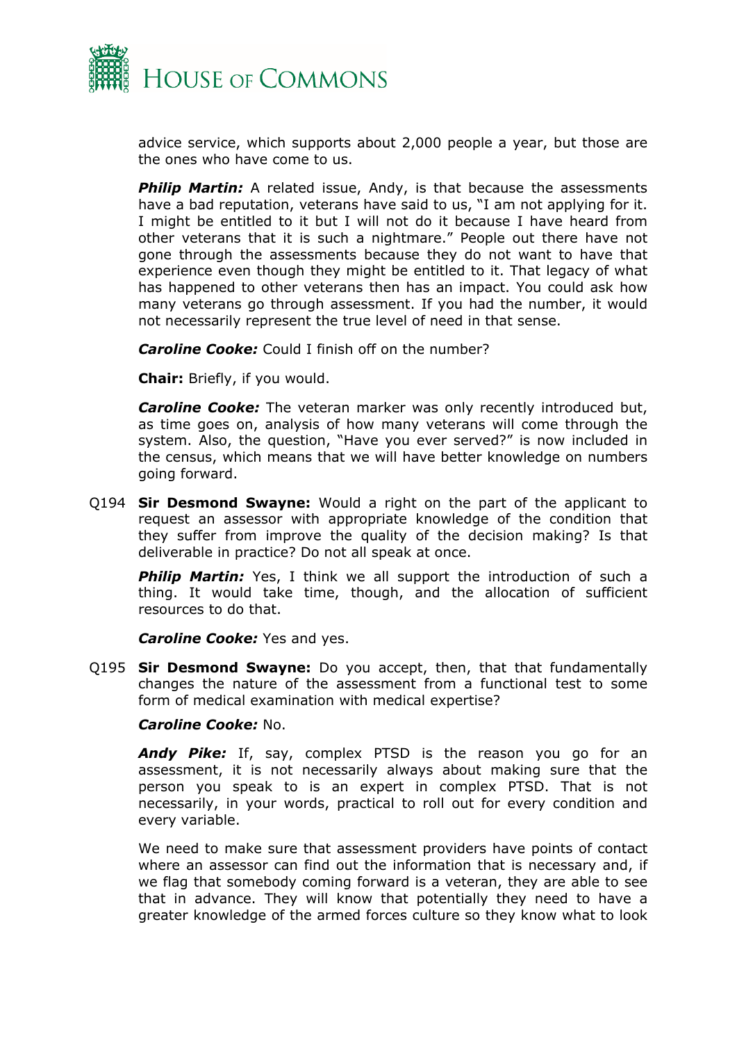advice service, which supports about 2,000 people a year, but those are the ones who have come to us.

***Philip Martin:*** A related issue, Andy, is that because the assessments have a bad reputation, veterans have said to us, "I am not applying for it. I might be entitled to it but I will not do it because I have heard from other veterans that it is such a nightmare." People out there have not gone through the assessments because they do not want to have that experience even though they might be entitled to it. That legacy of what has happened to other veterans then has an impact. You could ask how many veterans go through assessment. If you had the number, it would not necessarily represent the true level of need in that sense.

***Caroline Cooke:*** Could I finish off on the number?

**Chair:** Briefly, if you would.

***Caroline Cooke:*** The veteran marker was only recently introduced but, as time goes on, analysis of how many veterans will come through the system. Also, the question, "Have you ever served?" is now included in the census, which means that we will have better knowledge on numbers going forward.

Q194 **Sir Desmond Swayne:** Would a right on the part of the applicant to request an assessor with appropriate knowledge of the condition that they suffer from improve the quality of the decision making? Is that deliverable in practice? Do not all speak at once.

***Philip Martin:*** Yes, I think we all support the introduction of such a thing. It would take time, though, and the allocation of sufficient resources to do that.

***Caroline Cooke:*** Yes and yes.

Q195 **Sir Desmond Swayne:** Do you accept, then, that that fundamentally changes the nature of the assessment from a functional test to some form of medical examination with medical expertise?

***Caroline Cooke:*** No.

***Andy Pike:*** If, say, complex PTSD is the reason you go for an assessment, it is not necessarily always about making sure that the person you speak to is an expert in complex PTSD. That is not necessarily, in your words, practical to roll out for every condition and every variable.

We need to make sure that assessment providers have points of contact where an assessor can find out the information that is necessary and, if we flag that somebody coming forward is a veteran, they are able to see that in advance. They will know that potentially they need to have a greater knowledge of the armed forces culture so they know what to look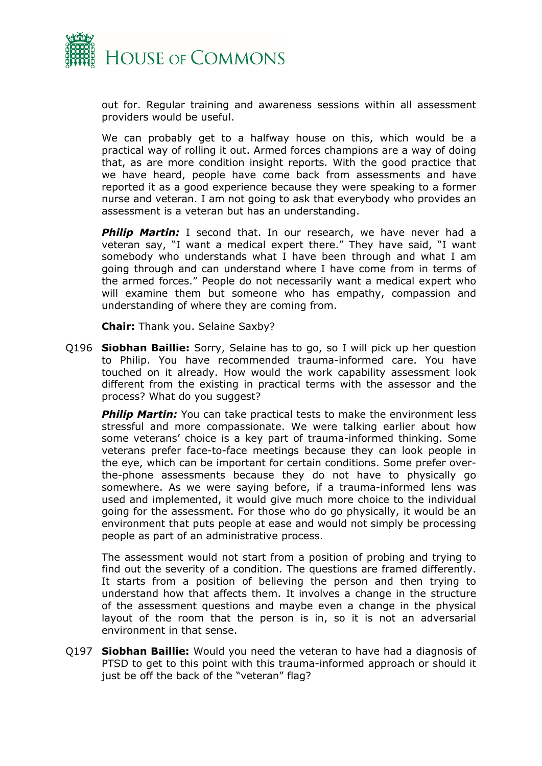out for. Regular training and awareness sessions within all assessment providers would be useful.

We can probably get to a halfway house on this, which would be a practical way of rolling it out. Armed forces champions are a way of doing that, as are more condition insight reports. With the good practice that we have heard, people have come back from assessments and have reported it as a good experience because they were speaking to a former nurse and veteran. I am not going to ask that everybody who provides an assessment is a veteran but has an understanding.

***Philip Martin:*** I second that. In our research, we have never had a veteran say, "I want a medical expert there." They have said, "I want somebody who understands what I have been through and what I am going through and can understand where I have come from in terms of the armed forces." People do not necessarily want a medical expert who will examine them but someone who has empathy, compassion and understanding of where they are coming from.

**Chair:** Thank you. Selaine Saxby?

Q196 **Siobhan Baillie:** Sorry, Selaine has to go, so I will pick up her question to Philip. You have recommended trauma-informed care. You have touched on it already. How would the work capability assessment look different from the existing in practical terms with the assessor and the process? What do you suggest?

***Philip Martin:*** You can take practical tests to make the environment less stressful and more compassionate. We were talking earlier about how some veterans' choice is a key part of trauma-informed thinking. Some veterans prefer face-to-face meetings because they can look people in the eye, which can be important for certain conditions. Some prefer over-the-phone assessments because they do not have to physically go somewhere. As we were saying before, if a trauma-informed lens was used and implemented, it would give much more choice to the individual going for the assessment. For those who do go physically, it would be an environment that puts people at ease and would not simply be processing people as part of an administrative process.

The assessment would not start from a position of probing and trying to find out the severity of a condition. The questions are framed differently. It starts from a position of believing the person and then trying to understand how that affects them. It involves a change in the structure of the assessment questions and maybe even a change in the physical layout of the room that the person is in, so it is not an adversarial environment in that sense.

Q197 **Siobhan Baillie:** Would you need the veteran to have had a diagnosis of PTSD to get to this point with this trauma-informed approach or should it just be off the back of the "veteran" flag?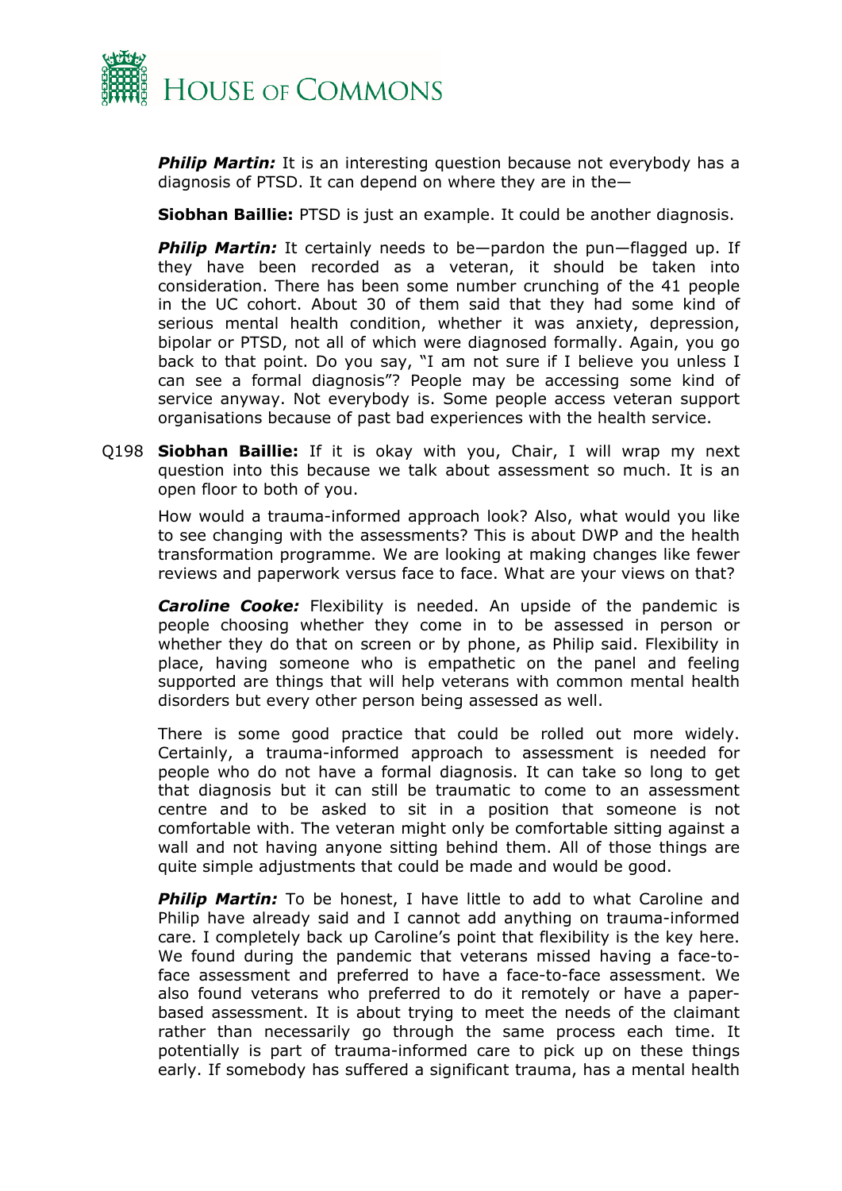***Philip Martin:*** It is an interesting question because not everybody has a diagnosis of PTSD. It can depend on where they are in the—

**Siobhan Baillie:** PTSD is just an example. It could be another diagnosis.

***Philip Martin:*** It certainly needs to be—pardon the pun—flagged up. If they have been recorded as a veteran, it should be taken into consideration. There has been some number crunching of the 41 people in the UC cohort. About 30 of them said that they had some kind of serious mental health condition, whether it was anxiety, depression, bipolar or PTSD, not all of which were diagnosed formally. Again, you go back to that point. Do you say, "I am not sure if I believe you unless I can see a formal diagnosis"? People may be accessing some kind of service anyway. Not everybody is. Some people access veteran support organisations because of past bad experiences with the health service.

Q198 **Siobhan Baillie:** If it is okay with you, Chair, I will wrap my next question into this because we talk about assessment so much. It is an open floor to both of you.

How would a trauma-informed approach look? Also, what would you like to see changing with the assessments? This is about DWP and the health transformation programme. We are looking at making changes like fewer reviews and paperwork versus face to face. What are your views on that?

***Caroline Cooke:*** Flexibility is needed. An upside of the pandemic is people choosing whether they come in to be assessed in person or whether they do that on screen or by phone, as Philip said. Flexibility in place, having someone who is empathetic on the panel and feeling supported are things that will help veterans with common mental health disorders but every other person being assessed as well.

There is some good practice that could be rolled out more widely. Certainly, a trauma-informed approach to assessment is needed for people who do not have a formal diagnosis. It can take so long to get that diagnosis but it can still be traumatic to come to an assessment centre and to be asked to sit in a position that someone is not comfortable with. The veteran might only be comfortable sitting against a wall and not having anyone sitting behind them. All of those things are quite simple adjustments that could be made and would be good.

***Philip Martin:*** To be honest, I have little to add to what Caroline and Philip have already said and I cannot add anything on trauma-informed care. I completely back up Caroline's point that flexibility is the key here. We found during the pandemic that veterans missed having a face-to-face assessment and preferred to have a face-to-face assessment. We also found veterans who preferred to do it remotely or have a paper-based assessment. It is about trying to meet the needs of the claimant rather than necessarily go through the same process each time. It potentially is part of trauma-informed care to pick up on these things early. If somebody has suffered a significant trauma, has a mental health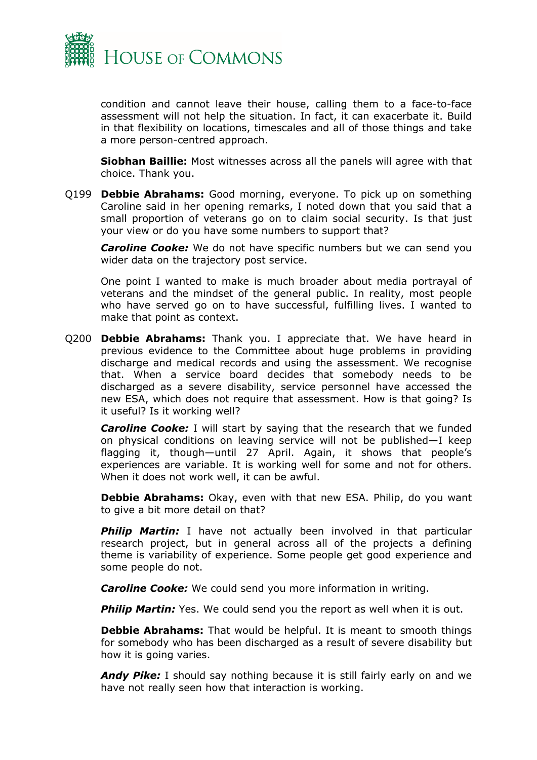condition and cannot leave their house, calling them to a face-to-face assessment will not help the situation. In fact, it can exacerbate it. Build in that flexibility on locations, timescales and all of those things and take a more person-centred approach.

**Siobhan Baillie:** Most witnesses across all the panels will agree with that choice. Thank you.

Q199 **Debbie Abrahams:** Good morning, everyone. To pick up on something Caroline said in her opening remarks, I noted down that you said that a small proportion of veterans go on to claim social security. Is that just your view or do you have some numbers to support that?

***Caroline Cooke:*** We do not have specific numbers but we can send you wider data on the trajectory post service.

One point I wanted to make is much broader about media portrayal of veterans and the mindset of the general public. In reality, most people who have served go on to have successful, fulfilling lives. I wanted to make that point as context.

Q200 **Debbie Abrahams:** Thank you. I appreciate that. We have heard in previous evidence to the Committee about huge problems in providing discharge and medical records and using the assessment. We recognise that. When a service board decides that somebody needs to be discharged as a severe disability, service personnel have accessed the new ESA, which does not require that assessment. How is that going? Is it useful? Is it working well?

***Caroline Cooke:*** I will start by saying that the research that we funded on physical conditions on leaving service will not be published—I keep flagging it, though—until 27 April. Again, it shows that people's experiences are variable. It is working well for some and not for others. When it does not work well, it can be awful.

**Debbie Abrahams:** Okay, even with that new ESA. Philip, do you want to give a bit more detail on that?

***Philip Martin:*** I have not actually been involved in that particular research project, but in general across all of the projects a defining theme is variability of experience. Some people get good experience and some people do not.

***Caroline Cooke:*** We could send you more information in writing.

***Philip Martin:*** Yes. We could send you the report as well when it is out.

**Debbie Abrahams:** That would be helpful. It is meant to smooth things for somebody who has been discharged as a result of severe disability but how it is going varies.

***Andy Pike:*** I should say nothing because it is still fairly early on and we have not really seen how that interaction is working.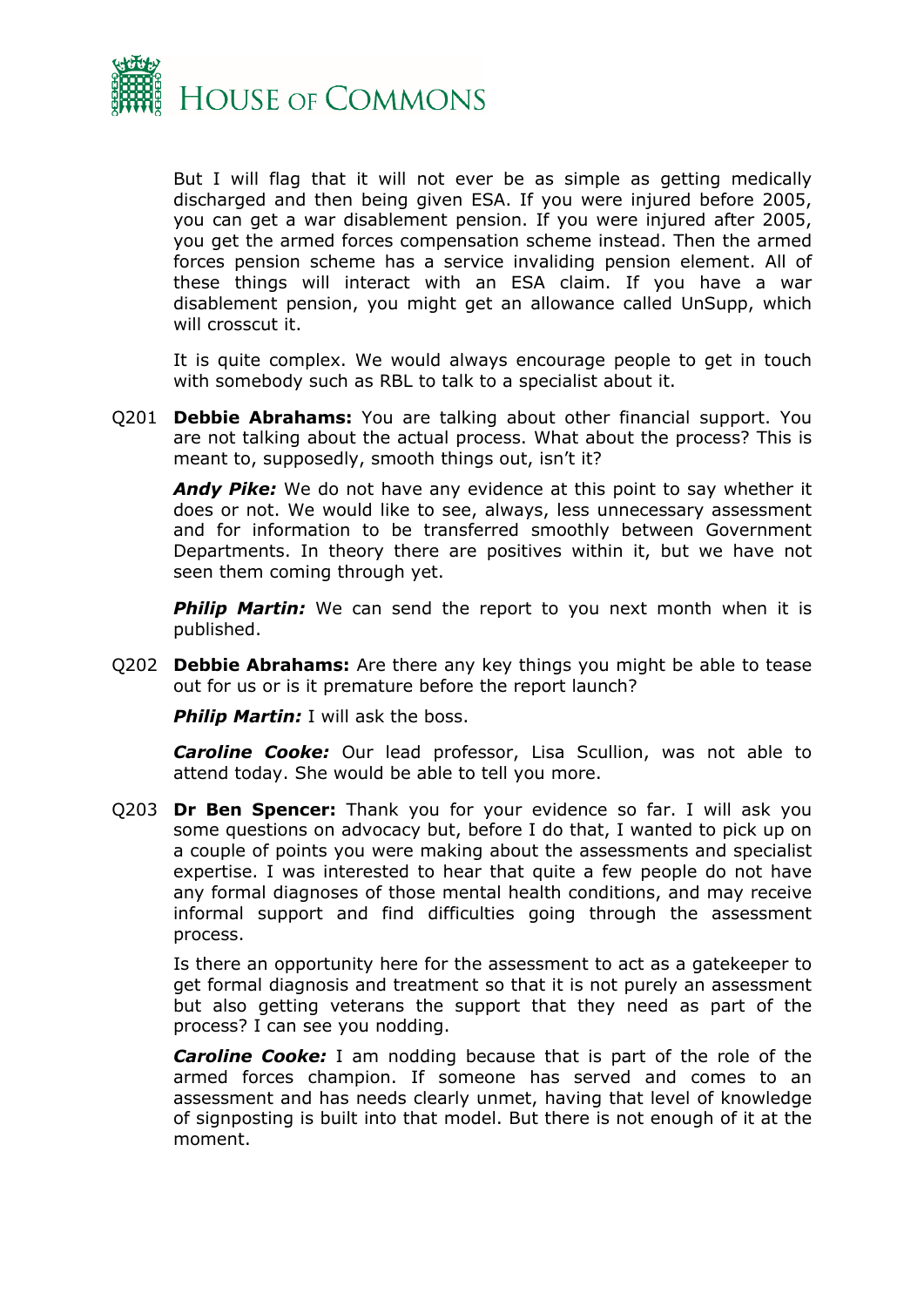But I will flag that it will not ever be as simple as getting medically discharged and then being given ESA. If you were injured before 2005, you can get a war disablement pension. If you were injured after 2005, you get the armed forces compensation scheme instead. Then the armed forces pension scheme has a service invaliding pension element. All of these things will interact with an ESA claim. If you have a war disablement pension, you might get an allowance called UnSupp, which will crosscut it.

It is quite complex. We would always encourage people to get in touch with somebody such as RBL to talk to a specialist about it.

Q201 **Debbie Abrahams:** You are talking about other financial support. You are not talking about the actual process. What about the process? This is meant to, supposedly, smooth things out, isn't it?

***Andy Pike:*** We do not have any evidence at this point to say whether it does or not. We would like to see, always, less unnecessary assessment and for information to be transferred smoothly between Government Departments. In theory there are positives within it, but we have not seen them coming through yet.

***Philip Martin:*** We can send the report to you next month when it is published.

Q202 **Debbie Abrahams:** Are there any key things you might be able to tease out for us or is it premature before the report launch?

***Philip Martin:*** I will ask the boss.

***Caroline Cooke:*** Our lead professor, Lisa Scullion, was not able to attend today. She would be able to tell you more.

Q203 **Dr Ben Spencer:** Thank you for your evidence so far. I will ask you some questions on advocacy but, before I do that, I wanted to pick up on a couple of points you were making about the assessments and specialist expertise. I was interested to hear that quite a few people do not have any formal diagnoses of those mental health conditions, and may receive informal support and find difficulties going through the assessment process.

Is there an opportunity here for the assessment to act as a gatekeeper to get formal diagnosis and treatment so that it is not purely an assessment but also getting veterans the support that they need as part of the process? I can see you nodding.

***Caroline Cooke:*** I am nodding because that is part of the role of the armed forces champion. If someone has served and comes to an assessment and has needs clearly unmet, having that level of knowledge of signposting is built into that model. But there is not enough of it at the moment.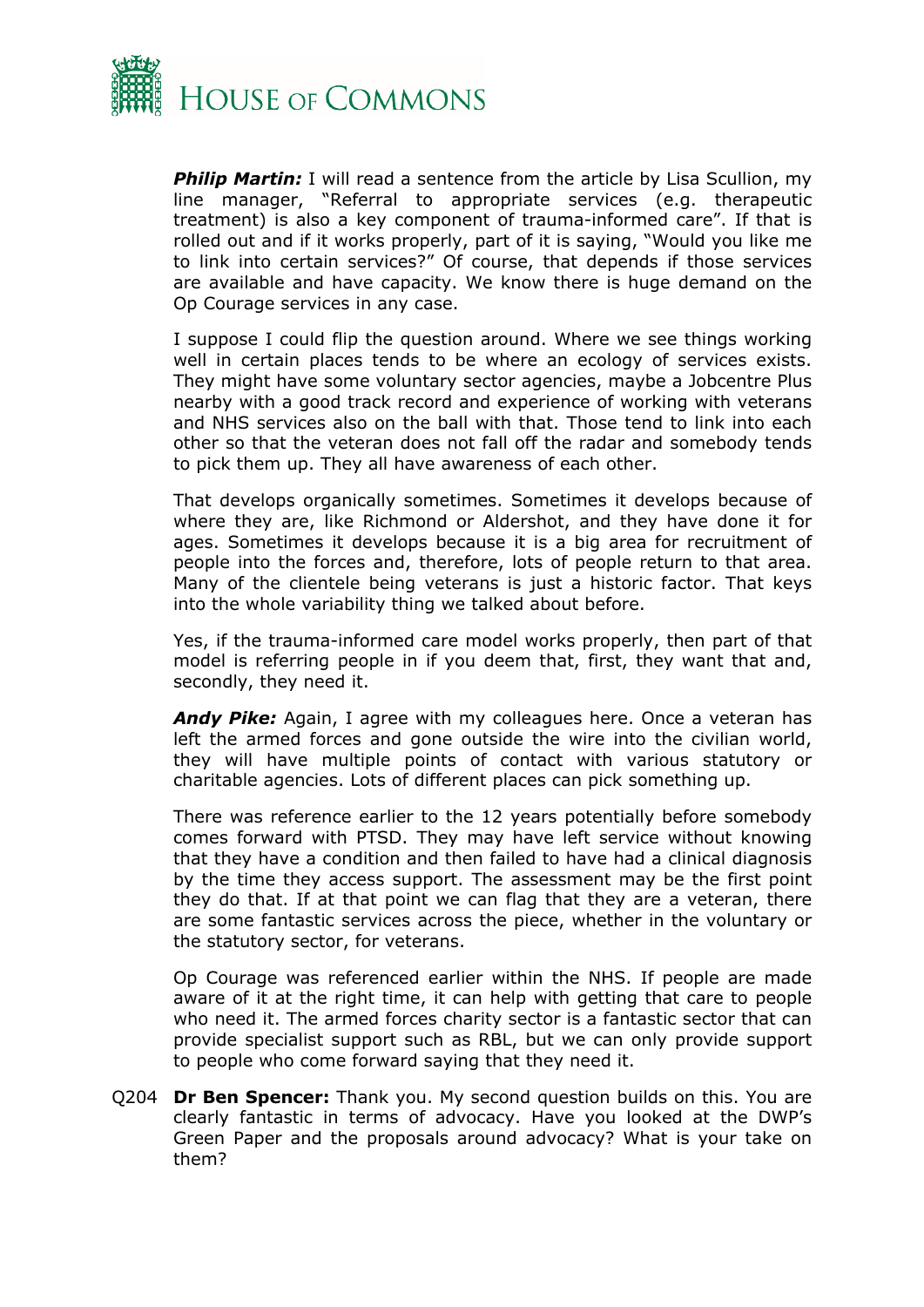***Philip Martin:*** I will read a sentence from the article by Lisa Scullion, my line manager, "Referral to appropriate services (e.g. therapeutic treatment) is also a key component of trauma-informed care". If that is rolled out and if it works properly, part of it is saying, "Would you like me to link into certain services?" Of course, that depends if those services are available and have capacity. We know there is huge demand on the Op Courage services in any case.

I suppose I could flip the question around. Where we see things working well in certain places tends to be where an ecology of services exists. They might have some voluntary sector agencies, maybe a Jobcentre Plus nearby with a good track record and experience of working with veterans and NHS services also on the ball with that. Those tend to link into each other so that the veteran does not fall off the radar and somebody tends to pick them up. They all have awareness of each other.

That develops organically sometimes. Sometimes it develops because of where they are, like Richmond or Aldershot, and they have done it for ages. Sometimes it develops because it is a big area for recruitment of people into the forces and, therefore, lots of people return to that area. Many of the clientele being veterans is just a historic factor. That keys into the whole variability thing we talked about before.

Yes, if the trauma-informed care model works properly, then part of that model is referring people in if you deem that, first, they want that and, secondly, they need it.

***Andy Pike:*** Again, I agree with my colleagues here. Once a veteran has left the armed forces and gone outside the wire into the civilian world, they will have multiple points of contact with various statutory or charitable agencies. Lots of different places can pick something up.

There was reference earlier to the 12 years potentially before somebody comes forward with PTSD. They may have left service without knowing that they have a condition and then failed to have had a clinical diagnosis by the time they access support. The assessment may be the first point they do that. If at that point we can flag that they are a veteran, there are some fantastic services across the piece, whether in the voluntary or the statutory sector, for veterans.

Op Courage was referenced earlier within the NHS. If people are made aware of it at the right time, it can help with getting that care to people who need it. The armed forces charity sector is a fantastic sector that can provide specialist support such as RBL, but we can only provide support to people who come forward saying that they need it.

Q204 **Dr Ben Spencer:** Thank you. My second question builds on this. You are clearly fantastic in terms of advocacy. Have you looked at the DWP's Green Paper and the proposals around advocacy? What is your take on them?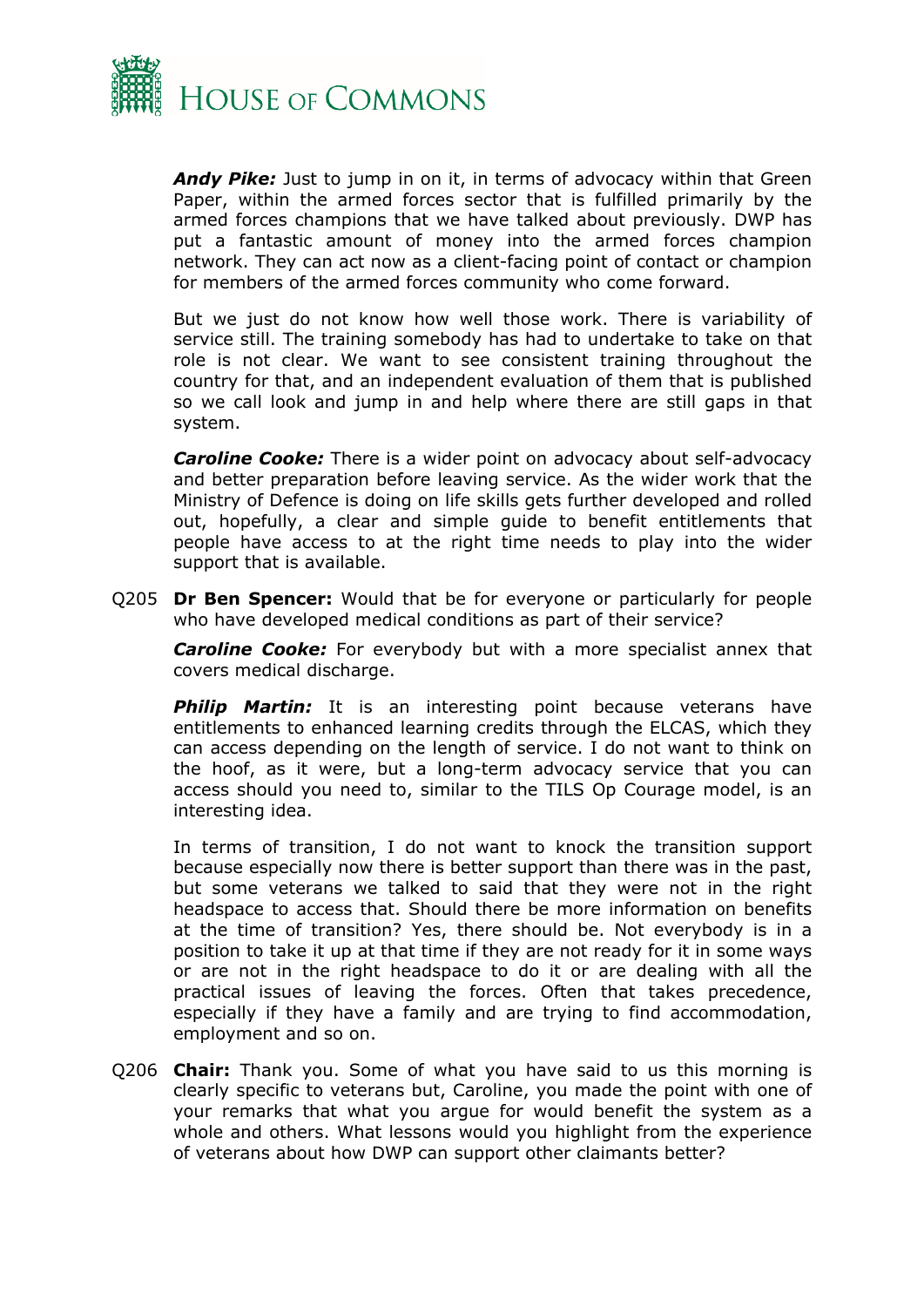***Andy Pike:*** Just to jump in on it, in terms of advocacy within that Green Paper, within the armed forces sector that is fulfilled primarily by the armed forces champions that we have talked about previously. DWP has put a fantastic amount of money into the armed forces champion network. They can act now as a client-facing point of contact or champion for members of the armed forces community who come forward.

But we just do not know how well those work. There is variability of service still. The training somebody has had to undertake to take on that role is not clear. We want to see consistent training throughout the country for that, and an independent evaluation of them that is published so we call look and jump in and help where there are still gaps in that system.

***Caroline Cooke:*** There is a wider point on advocacy about self-advocacy and better preparation before leaving service. As the wider work that the Ministry of Defence is doing on life skills gets further developed and rolled out, hopefully, a clear and simple guide to benefit entitlements that people have access to at the right time needs to play into the wider support that is available.

Q205 **Dr Ben Spencer:** Would that be for everyone or particularly for people who have developed medical conditions as part of their service?

***Caroline Cooke:*** For everybody but with a more specialist annex that covers medical discharge.

***Philip Martin:*** It is an interesting point because veterans have entitlements to enhanced learning credits through the ELCAS, which they can access depending on the length of service. I do not want to think on the hoof, as it were, but a long-term advocacy service that you can access should you need to, similar to the TILS Op Courage model, is an interesting idea.

In terms of transition, I do not want to knock the transition support because especially now there is better support than there was in the past, but some veterans we talked to said that they were not in the right headspace to access that. Should there be more information on benefits at the time of transition? Yes, there should be. Not everybody is in a position to take it up at that time if they are not ready for it in some ways or are not in the right headspace to do it or are dealing with all the practical issues of leaving the forces. Often that takes precedence, especially if they have a family and are trying to find accommodation, employment and so on.

Q206 **Chair:** Thank you. Some of what you have said to us this morning is clearly specific to veterans but, Caroline, you made the point with one of your remarks that what you argue for would benefit the system as a whole and others. What lessons would you highlight from the experience of veterans about how DWP can support other claimants better?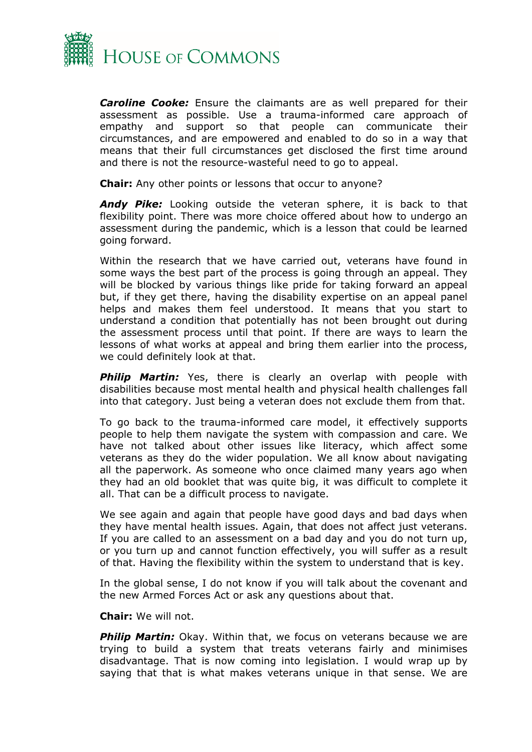***Caroline Cooke:*** Ensure the claimants are as well prepared for their assessment as possible. Use a trauma-informed care approach of empathy and support so that people can communicate their circumstances, and are empowered and enabled to do so in a way that means that their full circumstances get disclosed the first time around and there is not the resource-wasteful need to go to appeal.

**Chair:** Any other points or lessons that occur to anyone?

***Andy Pike:*** Looking outside the veteran sphere, it is back to that flexibility point. There was more choice offered about how to undergo an assessment during the pandemic, which is a lesson that could be learned going forward.

Within the research that we have carried out, veterans have found in some ways the best part of the process is going through an appeal. They will be blocked by various things like pride for taking forward an appeal but, if they get there, having the disability expertise on an appeal panel helps and makes them feel understood. It means that you start to understand a condition that potentially has not been brought out during the assessment process until that point. If there are ways to learn the lessons of what works at appeal and bring them earlier into the process, we could definitely look at that.

***Philip Martin:*** Yes, there is clearly an overlap with people with disabilities because most mental health and physical health challenges fall into that category. Just being a veteran does not exclude them from that.

To go back to the trauma-informed care model, it effectively supports people to help them navigate the system with compassion and care. We have not talked about other issues like literacy, which affect some veterans as they do the wider population. We all know about navigating all the paperwork. As someone who once claimed many years ago when they had an old booklet that was quite big, it was difficult to complete it all. That can be a difficult process to navigate.

We see again and again that people have good days and bad days when they have mental health issues. Again, that does not affect just veterans. If you are called to an assessment on a bad day and you do not turn up, or you turn up and cannot function effectively, you will suffer as a result of that. Having the flexibility within the system to understand that is key.

In the global sense, I do not know if you will talk about the covenant and the new Armed Forces Act or ask any questions about that.

**Chair:** We will not.

***Philip Martin:*** Okay. Within that, we focus on veterans because we are trying to build a system that treats veterans fairly and minimises disadvantage. That is now coming into legislation. I would wrap up by saying that that is what makes veterans unique in that sense. We are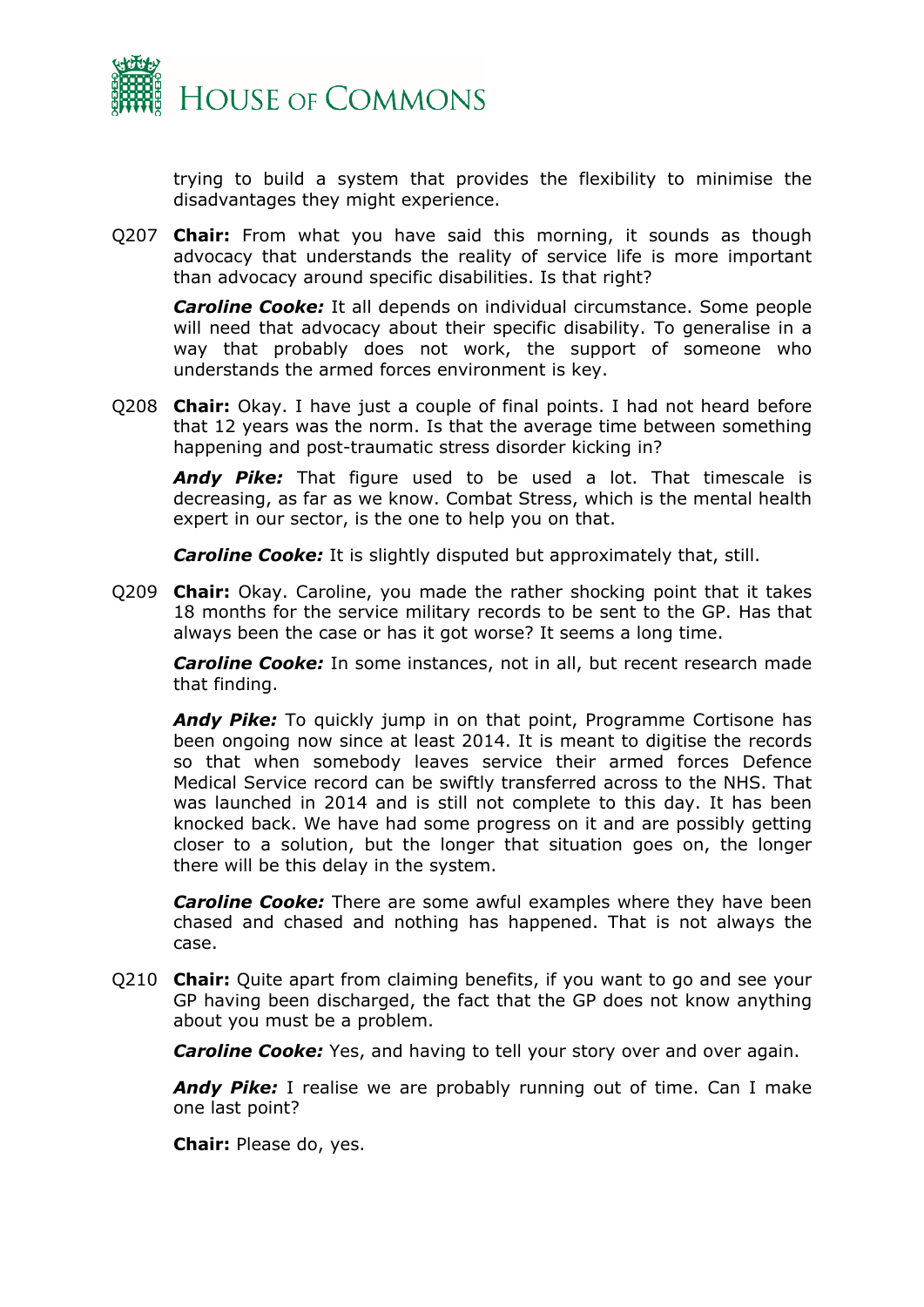trying to build a system that provides the flexibility to minimise the disadvantages they might experience.

Q207 **Chair:** From what you have said this morning, it sounds as though advocacy that understands the reality of service life is more important than advocacy around specific disabilities. Is that right?

***Caroline Cooke:*** It all depends on individual circumstance. Some people will need that advocacy about their specific disability. To generalise in a way that probably does not work, the support of someone who understands the armed forces environment is key.

Q208 **Chair:** Okay. I have just a couple of final points. I had not heard before that 12 years was the norm. Is that the average time between something happening and post-traumatic stress disorder kicking in?

***Andy Pike:*** That figure used to be used a lot. That timescale is decreasing, as far as we know. Combat Stress, which is the mental health expert in our sector, is the one to help you on that.

***Caroline Cooke:*** It is slightly disputed but approximately that, still.

Q209 **Chair:** Okay. Caroline, you made the rather shocking point that it takes 18 months for the service military records to be sent to the GP. Has that always been the case or has it got worse? It seems a long time.

***Caroline Cooke:*** In some instances, not in all, but recent research made that finding.

***Andy Pike:*** To quickly jump in on that point, Programme Cortisone has been ongoing now since at least 2014. It is meant to digitise the records so that when somebody leaves service their armed forces Defence Medical Service record can be swiftly transferred across to the NHS. That was launched in 2014 and is still not complete to this day. It has been knocked back. We have had some progress on it and are possibly getting closer to a solution, but the longer that situation goes on, the longer there will be this delay in the system.

***Caroline Cooke:*** There are some awful examples where they have been chased and chased and nothing has happened. That is not always the case.

Q210 **Chair:** Quite apart from claiming benefits, if you want to go and see your GP having been discharged, the fact that the GP does not know anything about you must be a problem.

***Caroline Cooke:*** Yes, and having to tell your story over and over again.

***Andy Pike:*** I realise we are probably running out of time. Can I make one last point?

**Chair:** Please do, yes.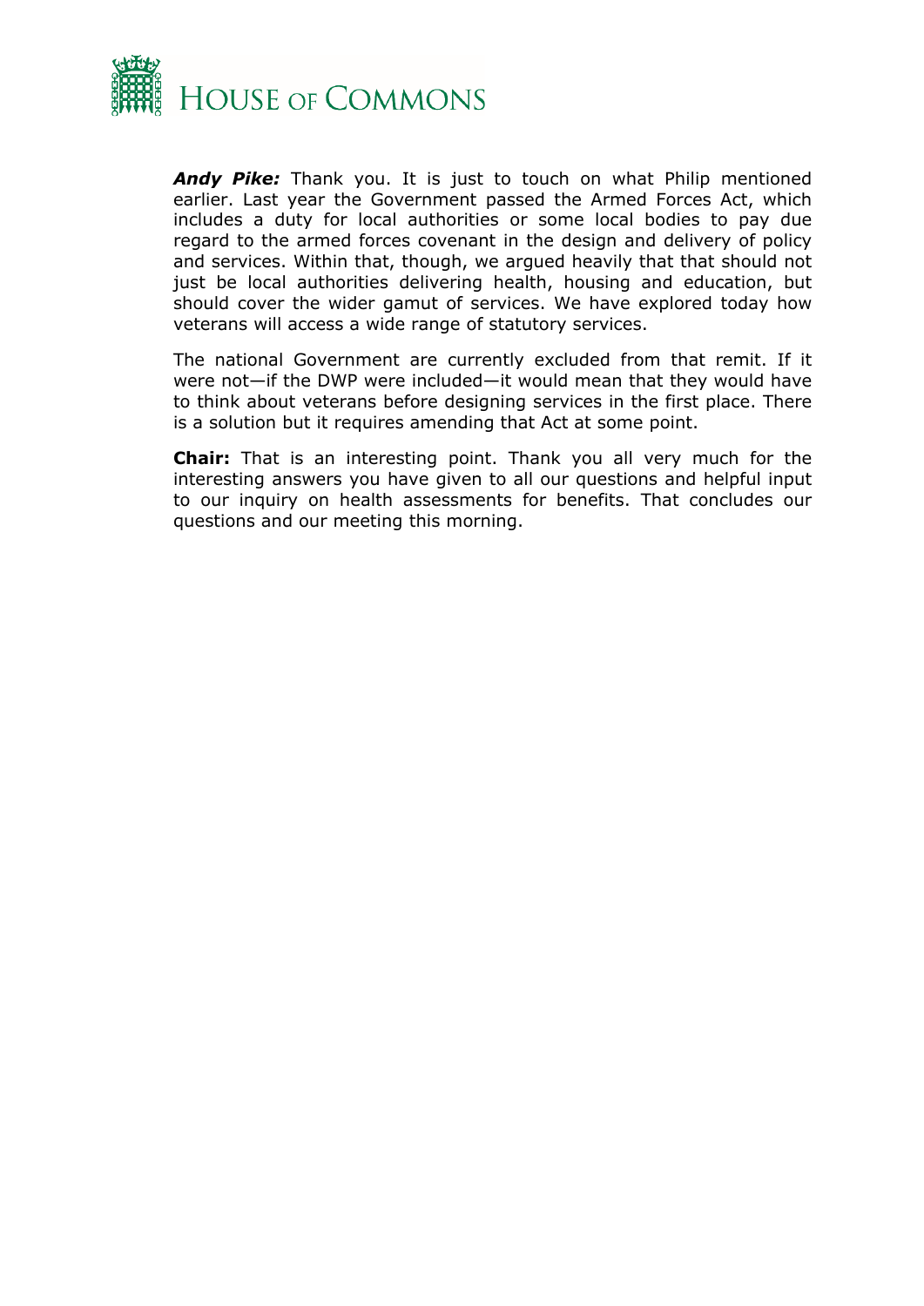***Andy Pike:*** Thank you. It is just to touch on what Philip mentioned earlier. Last year the Government passed the Armed Forces Act, which includes a duty for local authorities or some local bodies to pay due regard to the armed forces covenant in the design and delivery of policy and services. Within that, though, we argued heavily that that should not just be local authorities delivering health, housing and education, but should cover the wider gamut of services. We have explored today how veterans will access a wide range of statutory services.

The national Government are currently excluded from that remit. If it were not—if the DWP were included—it would mean that they would have to think about veterans before designing services in the first place. There is a solution but it requires amending that Act at some point.

**Chair:** That is an interesting point. Thank you all very much for the interesting answers you have given to all our questions and helpful input to our inquiry on health assessments for benefits. That concludes our questions and our meeting this morning.